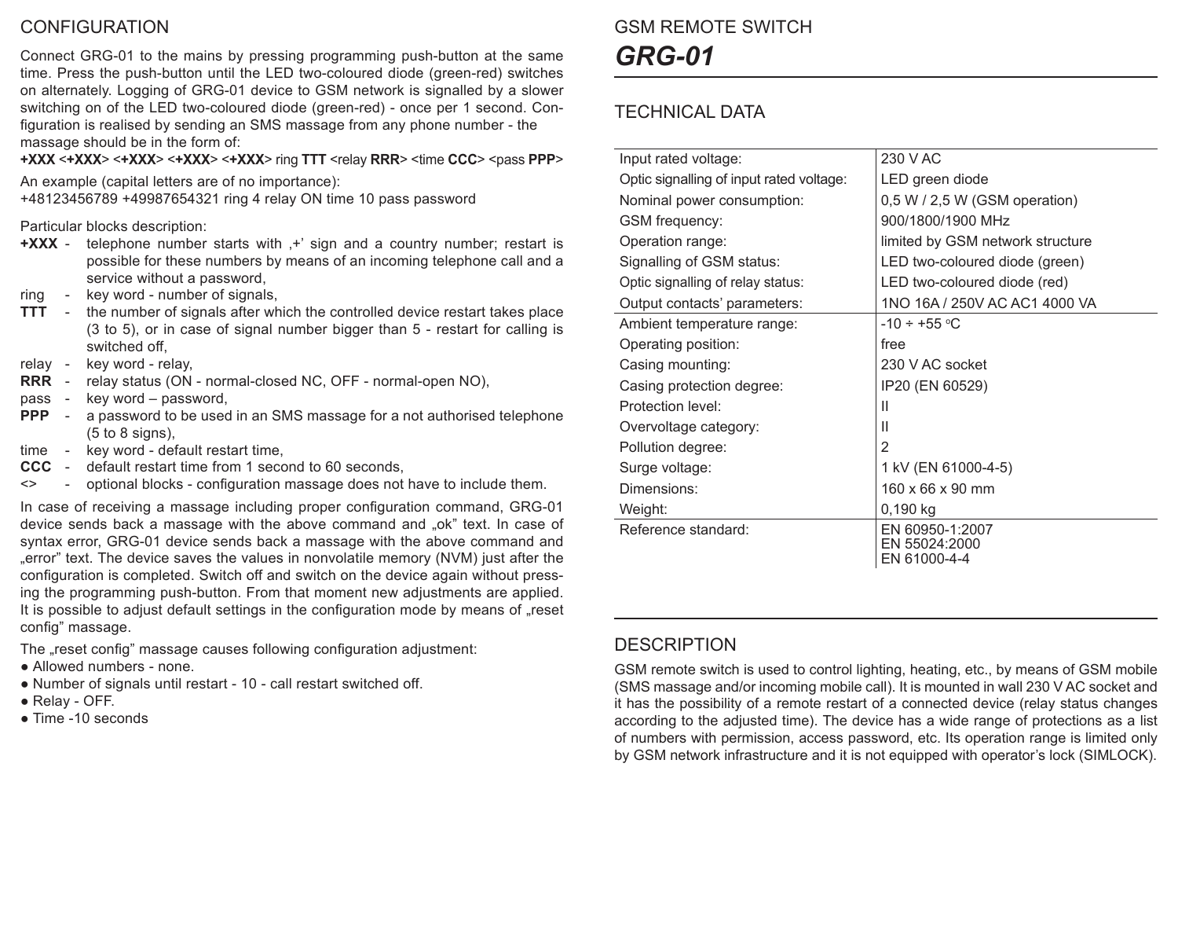# GSM REMOTE SWITCH

# *GRG-01*

## TECHNICAL DATA

| | |
|---|---|
| Input rated voltage: | 230 V AC |
| Optic signalling of input rated voltage: | LED green diode |
| Nominal power consumption: | 0,5 W / 2,5 W (GSM operation) |
| GSM frequency: | 900/1800/1900 MHz |
| Operation range: | limited by GSM network structure |
| Signalling of GSM status: | LED two-coloured diode (green) |
| Optic signalling of relay status: | LED two-coloured diode (red) |
| Output contacts' parameters: | 1NO 16A / 250V AC AC1 4000 VA |
| Ambient temperature range: | -10 ÷ +55 °C |
| Operating position: | free |
| Casing mounting: | 230 V AC socket |
| Casing protection degree: | IP20 (EN 60529) |
| Protection level: | II |
| Overvoltage category: | II |
| Pollution degree: | 2 |
| Surge voltage: | 1 kV (EN 61000-4-5) |
| Dimensions: | 160 x 66 x 90 mm |
| Weight: | 0,190 kg |
| Reference standard: | EN 60950-1:2007<br>EN 55024:2000<br>EN 61000-4-4 |

## DESCRIPTION

GSM remote switch is used to control lighting, heating, etc., by means of GSM mobile (SMS massage and/or incoming mobile call). It is mounted in wall 230 V AC socket and it has the possibility of a remote restart of a connected device (relay status changes according to the adjusted time). The device has a wide range of protections as a list of numbers with permission, access password, etc. Its operation range is limited only by GSM network infrastructure and it is not equipped with operator's lock (SIMLOCK).

## CONFIGURATION

Connect GRG-01 to the mains by pressing programming push-button at the same time. Press the push-button until the LED two-coloured diode (green-red) switches on alternately. Logging of GRG-01 device to GSM network is signalled by a slower switching on of the LED two-coloured diode (green-red) - once per 1 second. Configuration is realised by sending an SMS massage from any phone number - the massage should be in the form of:

**+XXX** <**+XXX**> <**+XXX**> <**+XXX**> <**+XXX**> ring **TTT** <relay **RRR**> <time **CCC**> <pass **PPP**>

An example (capital letters are of no importance):
+48123456789 +49987654321 ring 4 relay ON time 10 pass password

Particular blocks description:

- **+XXX** - telephone number starts with ‚+' sign and a country number; restart is possible for these numbers by means of an incoming telephone call and a service without a password,
- ring - key word - number of signals,
- **TTT** - the number of signals after which the controlled device restart takes place (3 to 5), or in case of signal number bigger than 5 - restart for calling is switched off,
- relay - key word - relay,
- **RRR** - relay status (ON - normal-closed NC, OFF - normal-open NO),
- pass - key word – password,
- **PPP** - a password to be used in an SMS massage for a not authorised telephone (5 to 8 signs),
- time - key word - default restart time,
- **CCC** - default restart time from 1 second to 60 seconds,
- <> - optional blocks - configuration massage does not have to include them.

In case of receiving a massage including proper configuration command, GRG-01 device sends back a massage with the above command and „ok" text. In case of syntax error, GRG-01 device sends back a massage with the above command and „error" text. The device saves the values in nonvolatile memory (NVM) just after the configuration is completed. Switch off and switch on the device again without pressing the programming push-button. From that moment new adjustments are applied. It is possible to adjust default settings in the configuration mode by means of „reset config" massage.

The „reset config" massage causes following configuration adjustment:

- Allowed numbers - none.
- Number of signals until restart - 10 - call restart switched off.
- Relay - OFF.
- Time -10 seconds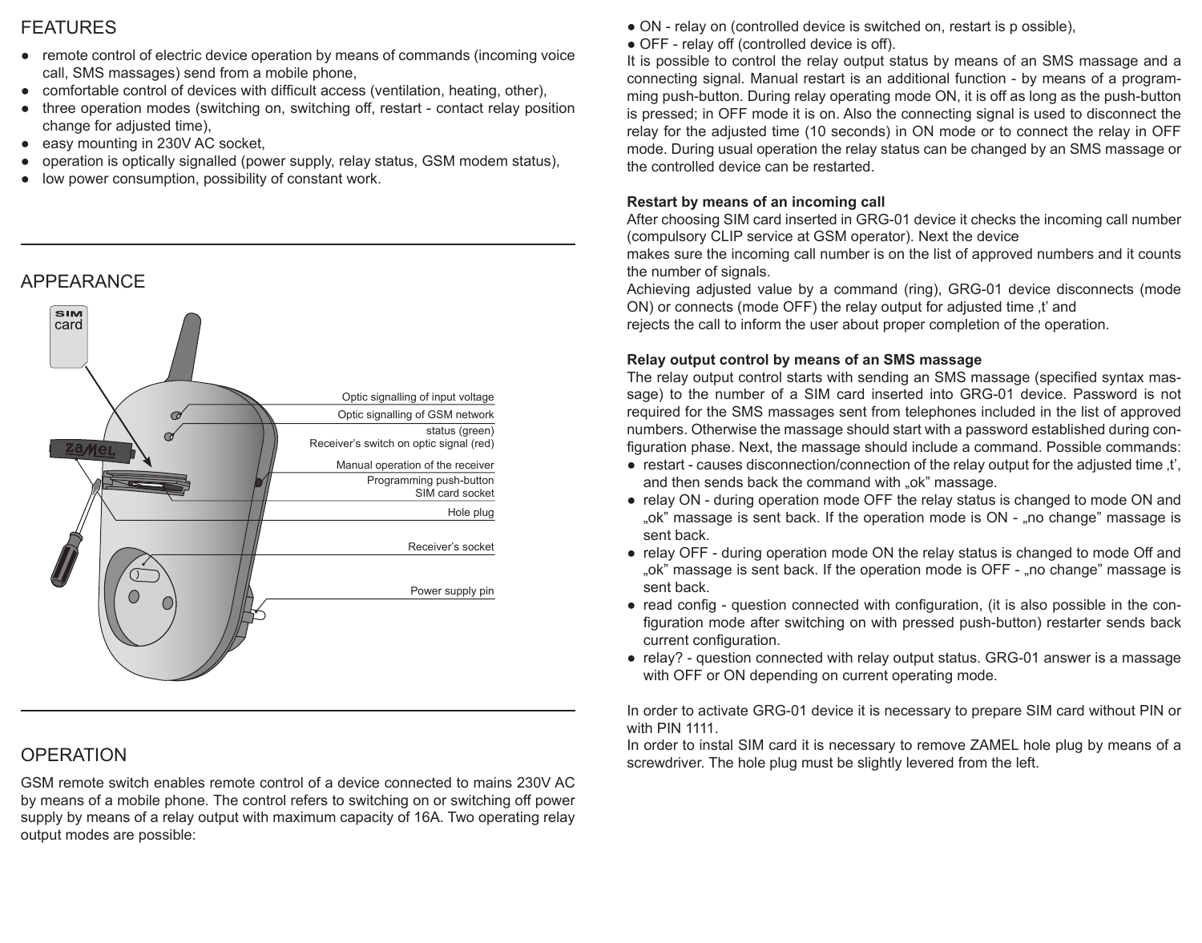## FEATURES

- remote control of electric device operation by means of commands (incoming voice call, SMS massages) send from a mobile phone,
- comfortable control of devices with difficult access (ventilation, heating, other),
- three operation modes (switching on, switching off, restart - contact relay position change for adjusted time),
- easy mounting in 230V AC socket,
- operation is optically signalled (power supply, relay status, GSM modem status),
- low power consumption, possibility of constant work.

## APPEARANCE

SIM card

Optic signalling of input voltage
Optic signalling of GSM network
status (green)
Receiver's switch on optic signal (red)
Manual operation of the receiver
Programming push-button
SIM card socket
Hole plug
Receiver's socket
Power supply pin

## OPERATION

GSM remote switch enables remote control of a device connected to mains 230V AC by means of a mobile phone. The control refers to switching on or switching off power supply by means of a relay output with maximum capacity of 16A. Two operating relay output modes are possible:

- ON - relay on (controlled device is switched on, restart is p ossible),
- OFF - relay off (controlled device is off).

It is possible to control the relay output status by means of an SMS massage and a connecting signal. Manual restart is an additional function - by means of a programming push-button. During relay operating mode ON, it is off as long as the push-button is pressed; in OFF mode it is on. Also the connecting signal is used to disconnect the relay for the adjusted time (10 seconds) in ON mode or to connect the relay in OFF mode. During usual operation the relay status can be changed by an SMS massage or the controlled device can be restarted.

**Restart by means of an incoming call**

After choosing SIM card inserted in GRG-01 device it checks the incoming call number (compulsory CLIP service at GSM operator). Next the device
makes sure the incoming call number is on the list of approved numbers and it counts the number of signals.
Achieving adjusted value by a command (ring), GRG-01 device disconnects (mode ON) or connects (mode OFF) the relay output for adjusted time ‚t' and
rejects the call to inform the user about proper completion of the operation.

**Relay output control by means of an SMS massage**

The relay output control starts with sending an SMS massage (specified syntax massage) to the number of a SIM card inserted into GRG-01 device. Password is not required for the SMS massages sent from telephones included in the list of approved numbers. Otherwise the massage should start with a password established during configuration phase. Next, the massage should include a command. Possible commands:

- restart - causes disconnection/connection of the relay output for the adjusted time ‚t', and then sends back the command with „ok" massage.
- relay ON - during operation mode OFF the relay status is changed to mode ON and „ok" massage is sent back. If the operation mode is ON - „no change" massage is sent back.
- relay OFF - during operation mode ON the relay status is changed to mode Off and „ok" massage is sent back. If the operation mode is OFF - „no change" massage is sent back.
- read config - question connected with configuration, (it is also possible in the configuration mode after switching on with pressed push-button) restarter sends back current configuration.
- relay? - question connected with relay output status. GRG-01 answer is a massage with OFF or ON depending on current operating mode.

In order to activate GRG-01 device it is necessary to prepare SIM card without PIN or with PIN 1111.
In order to instal SIM card it is necessary to remove ZAMEL hole plug by means of a screwdriver. The hole plug must be slightly levered from the left.